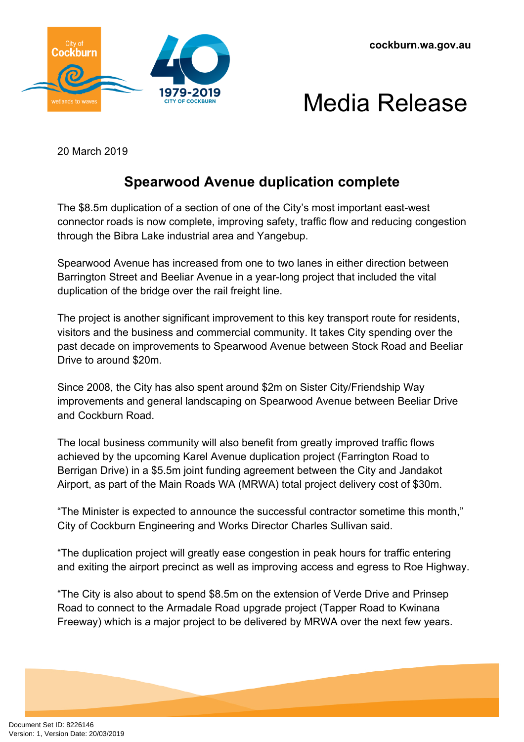cockburn.wa.gov.au

# Media Release

20 March 2019

## Spearwood Avenue duplication complete

The $8.5m duplication of a section of one of the City's most important east-west connector roads is now complete, improving safety, traffic flow and reducing congestion through the Bibra Lake industrial area and Yangebup.

Spearwood Avenue has increased from one to two lanes in either direction between Barrington Street and Beeliar Avenue in a year-long project that included the vital duplication of the bridge over the rail freight line.

The project is another significant improvement to this key transport route for residents, visitors and the business and commercial community. It takes City spending over the past decade on improvements to Spearwood Avenue between Stock Road and Beeliar Drive to around $20m.

Since 2008, the City has also spent around $2m on Sister City/Friendship Way improvements and general landscaping on Spearwood Avenue between Beeliar Drive and Cockburn Road.

The local business community will also benefit from greatly improved traffic flows achieved by the upcoming Karel Avenue duplication project (Farrington Road to Berrigan Drive) in a $5.5m joint funding agreement between the City and Jandakot Airport, as part of the Main Roads WA (MRWA) total project delivery cost of $30m.

"The Minister is expected to announce the successful contractor sometime this month," City of Cockburn Engineering and Works Director Charles Sullivan said.

"The duplication project will greatly ease congestion in peak hours for traffic entering and exiting the airport precinct as well as improving access and egress to Roe Highway.

"The City is also about to spend $8.5m on the extension of Verde Drive and Prinsep Road to connect to the Armadale Road upgrade project (Tapper Road to Kwinana Freeway) which is a major project to be delivered by MRWA over the next few years.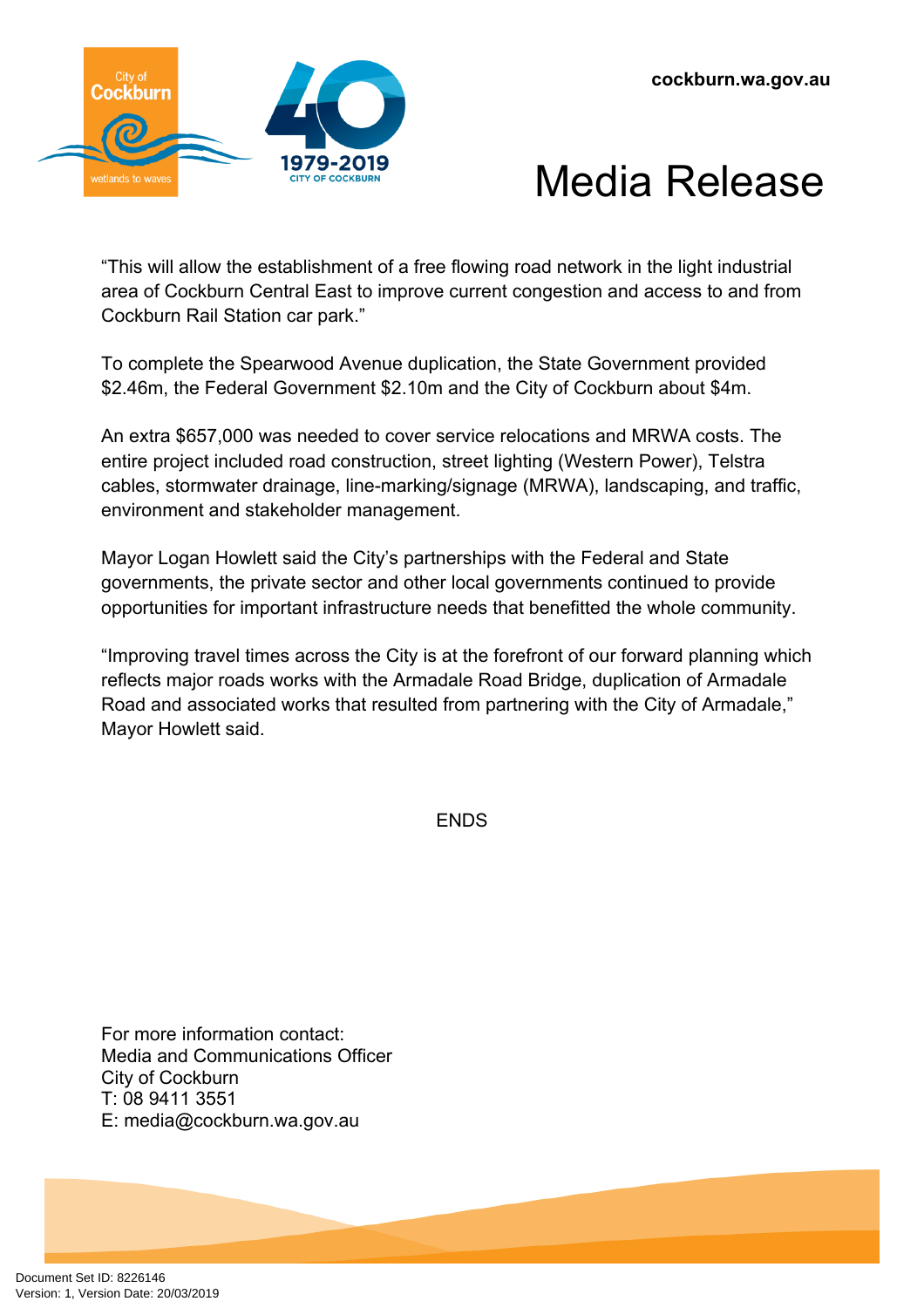“This will allow the establishment of a free flowing road network in the light industrial area of Cockburn Central East to improve current congestion and access to and from Cockburn Rail Station car park.”

To complete the Spearwood Avenue duplication, the State Government provided $2.46m, the Federal Government $2.10m and the City of Cockburn about $4m.

An extra $657,000 was needed to cover service relocations and MRWA costs. The entire project included road construction, street lighting (Western Power), Telstra cables, stormwater drainage, line-marking/signage (MRWA), landscaping, and traffic, environment and stakeholder management.

Mayor Logan Howlett said the City’s partnerships with the Federal and State governments, the private sector and other local governments continued to provide opportunities for important infrastructure needs that benefitted the whole community.

“Improving travel times across the City is at the forefront of our forward planning which reflects major roads works with the Armadale Road Bridge, duplication of Armadale Road and associated works that resulted from partnering with the City of Armadale,” Mayor Howlett said.

ENDS

For more information contact:
Media and Communications Officer
City of Cockburn
T: 08 9411 3551
E: media@cockburn.wa.gov.au